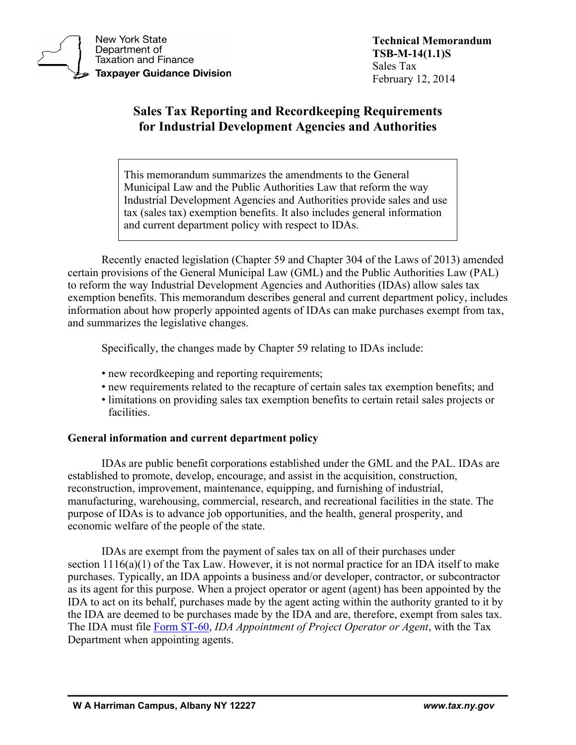New York State Department of Taxation and Finance
**Taxpayer Guidance Division**

**Technical Memorandum**
**TSB-M-14(1.1)S**
Sales Tax
February 12, 2014

# Sales Tax Reporting and Recordkeeping Requirements for Industrial Development Agencies and Authorities

> This memorandum summarizes the amendments to the General Municipal Law and the Public Authorities Law that reform the way Industrial Development Agencies and Authorities provide sales and use tax (sales tax) exemption benefits. It also includes general information and current department policy with respect to IDAs.

Recently enacted legislation (Chapter 59 and Chapter 304 of the Laws of 2013) amended certain provisions of the General Municipal Law (GML) and the Public Authorities Law (PAL) to reform the way Industrial Development Agencies and Authorities (IDAs) allow sales tax exemption benefits. This memorandum describes general and current department policy, includes information about how properly appointed agents of IDAs can make purchases exempt from tax, and summarizes the legislative changes.

Specifically, the changes made by Chapter 59 relating to IDAs include:

- new recordkeeping and reporting requirements;
- new requirements related to the recapture of certain sales tax exemption benefits; and
- limitations on providing sales tax exemption benefits to certain retail sales projects or facilities.

## General information and current department policy

IDAs are public benefit corporations established under the GML and the PAL. IDAs are established to promote, develop, encourage, and assist in the acquisition, construction, reconstruction, improvement, maintenance, equipping, and furnishing of industrial, manufacturing, warehousing, commercial, research, and recreational facilities in the state. The purpose of IDAs is to advance job opportunities, and the health, general prosperity, and economic welfare of the people of the state.

IDAs are exempt from the payment of sales tax on all of their purchases under section 1116(a)(1) of the Tax Law. However, it is not normal practice for an IDA itself to make purchases. Typically, an IDA appoints a business and/or developer, contractor, or subcontractor as its agent for this purpose. When a project operator or agent (agent) has been appointed by the IDA to act on its behalf, purchases made by the agent acting within the authority granted to it by the IDA are deemed to be purchases made by the IDA and are, therefore, exempt from sales tax. The IDA must file Form ST-60, *IDA Appointment of Project Operator or Agent*, with the Tax Department when appointing agents.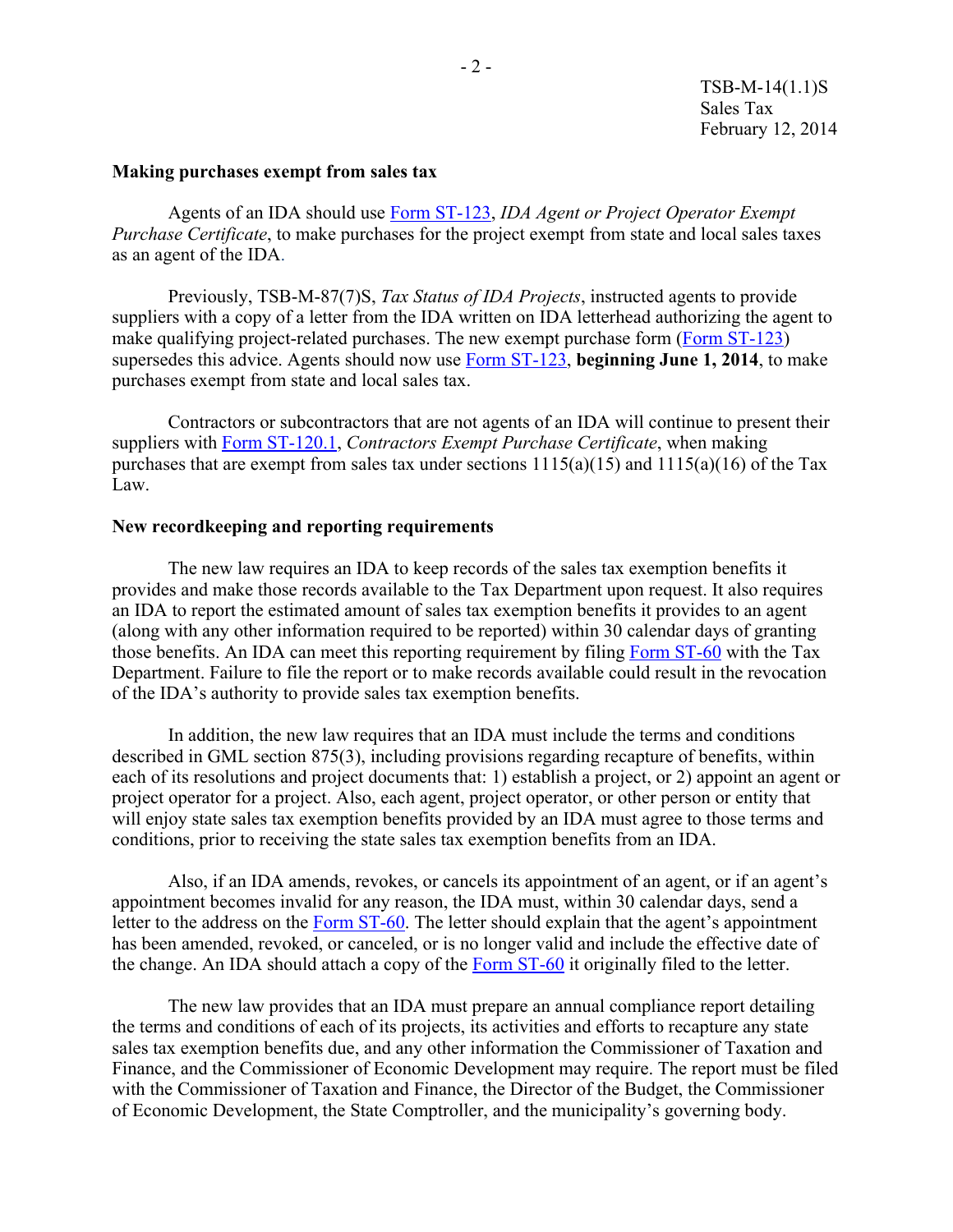TSB-M-14(1.1)S
Sales Tax
February 12, 2014

**Making purchases exempt from sales tax**

Agents of an IDA should use Form ST-123, *IDA Agent or Project Operator Exempt Purchase Certificate*, to make purchases for the project exempt from state and local sales taxes as an agent of the IDA.

Previously, TSB-M-87(7)S, *Tax Status of IDA Projects*, instructed agents to provide suppliers with a copy of a letter from the IDA written on IDA letterhead authorizing the agent to make qualifying project-related purchases. The new exempt purchase form (Form ST-123) supersedes this advice. Agents should now use Form ST-123, **beginning June 1, 2014**, to make purchases exempt from state and local sales tax.

Contractors or subcontractors that are not agents of an IDA will continue to present their suppliers with Form ST-120.1, *Contractors Exempt Purchase Certificate*, when making purchases that are exempt from sales tax under sections 1115(a)(15) and 1115(a)(16) of the Tax Law.

**New recordkeeping and reporting requirements**

The new law requires an IDA to keep records of the sales tax exemption benefits it provides and make those records available to the Tax Department upon request. It also requires an IDA to report the estimated amount of sales tax exemption benefits it provides to an agent (along with any other information required to be reported) within 30 calendar days of granting those benefits. An IDA can meet this reporting requirement by filing Form ST-60 with the Tax Department. Failure to file the report or to make records available could result in the revocation of the IDA's authority to provide sales tax exemption benefits.

In addition, the new law requires that an IDA must include the terms and conditions described in GML section 875(3), including provisions regarding recapture of benefits, within each of its resolutions and project documents that: 1) establish a project, or 2) appoint an agent or project operator for a project. Also, each agent, project operator, or other person or entity that will enjoy state sales tax exemption benefits provided by an IDA must agree to those terms and conditions, prior to receiving the state sales tax exemption benefits from an IDA.

Also, if an IDA amends, revokes, or cancels its appointment of an agent, or if an agent's appointment becomes invalid for any reason, the IDA must, within 30 calendar days, send a letter to the address on the Form ST-60. The letter should explain that the agent's appointment has been amended, revoked, or canceled, or is no longer valid and include the effective date of the change. An IDA should attach a copy of the Form ST-60 it originally filed to the letter.

The new law provides that an IDA must prepare an annual compliance report detailing the terms and conditions of each of its projects, its activities and efforts to recapture any state sales tax exemption benefits due, and any other information the Commissioner of Taxation and Finance, and the Commissioner of Economic Development may require. The report must be filed with the Commissioner of Taxation and Finance, the Director of the Budget, the Commissioner of Economic Development, the State Comptroller, and the municipality's governing body.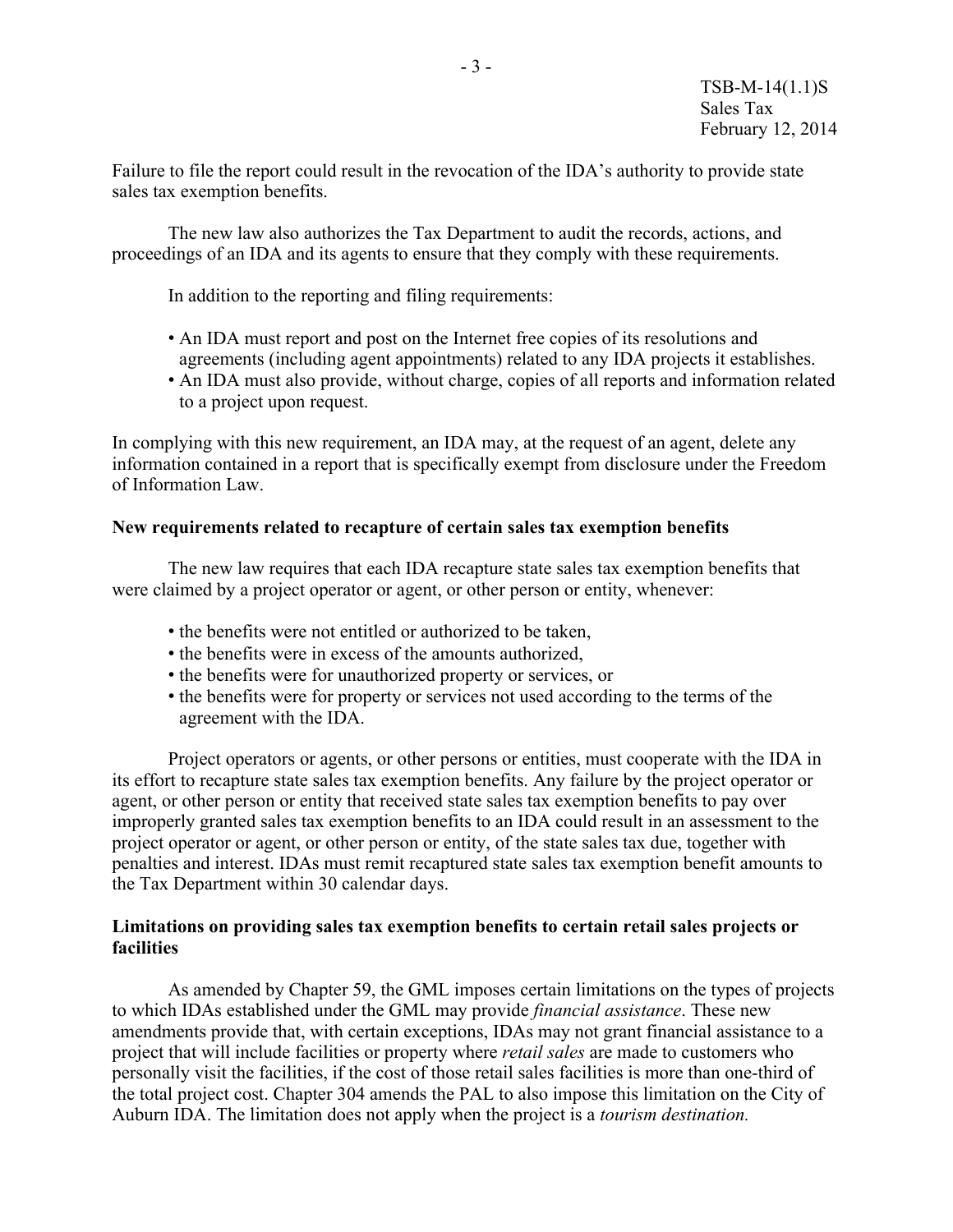Failure to file the report could result in the revocation of the IDA's authority to provide state sales tax exemption benefits.

The new law also authorizes the Tax Department to audit the records, actions, and proceedings of an IDA and its agents to ensure that they comply with these requirements.

In addition to the reporting and filing requirements:

- An IDA must report and post on the Internet free copies of its resolutions and agreements (including agent appointments) related to any IDA projects it establishes.
- An IDA must also provide, without charge, copies of all reports and information related to a project upon request.

In complying with this new requirement, an IDA may, at the request of an agent, delete any information contained in a report that is specifically exempt from disclosure under the Freedom of Information Law.

**New requirements related to recapture of certain sales tax exemption benefits**

The new law requires that each IDA recapture state sales tax exemption benefits that were claimed by a project operator or agent, or other person or entity, whenever:

- the benefits were not entitled or authorized to be taken,
- the benefits were in excess of the amounts authorized,
- the benefits were for unauthorized property or services, or
- the benefits were for property or services not used according to the terms of the agreement with the IDA.

Project operators or agents, or other persons or entities, must cooperate with the IDA in its effort to recapture state sales tax exemption benefits. Any failure by the project operator or agent, or other person or entity that received state sales tax exemption benefits to pay over improperly granted sales tax exemption benefits to an IDA could result in an assessment to the project operator or agent, or other person or entity, of the state sales tax due, together with penalties and interest. IDAs must remit recaptured state sales tax exemption benefit amounts to the Tax Department within 30 calendar days.

**Limitations on providing sales tax exemption benefits to certain retail sales projects or facilities**

As amended by Chapter 59, the GML imposes certain limitations on the types of projects to which IDAs established under the GML may provide *financial assistance*. These new amendments provide that, with certain exceptions, IDAs may not grant financial assistance to a project that will include facilities or property where *retail sales* are made to customers who personally visit the facilities, if the cost of those retail sales facilities is more than one-third of the total project cost. Chapter 304 amends the PAL to also impose this limitation on the City of Auburn IDA. The limitation does not apply when the project is a *tourism destination.*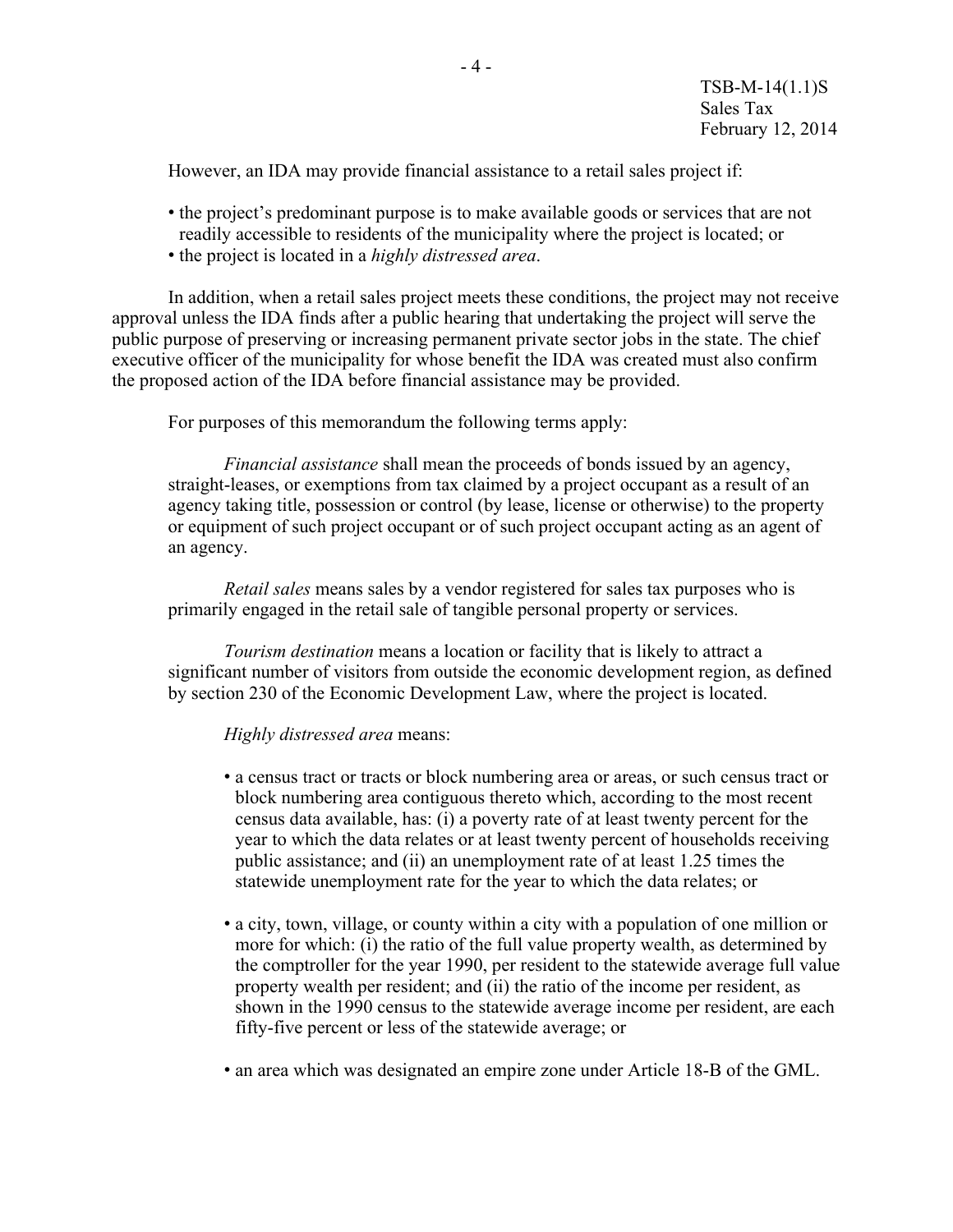However, an IDA may provide financial assistance to a retail sales project if:

- the project's predominant purpose is to make available goods or services that are not readily accessible to residents of the municipality where the project is located; or
- the project is located in a *highly distressed area*.

In addition, when a retail sales project meets these conditions, the project may not receive approval unless the IDA finds after a public hearing that undertaking the project will serve the public purpose of preserving or increasing permanent private sector jobs in the state. The chief executive officer of the municipality for whose benefit the IDA was created must also confirm the proposed action of the IDA before financial assistance may be provided.

For purposes of this memorandum the following terms apply:

*Financial assistance* shall mean the proceeds of bonds issued by an agency, straight-leases, or exemptions from tax claimed by a project occupant as a result of an agency taking title, possession or control (by lease, license or otherwise) to the property or equipment of such project occupant or of such project occupant acting as an agent of an agency.

*Retail sales* means sales by a vendor registered for sales tax purposes who is primarily engaged in the retail sale of tangible personal property or services.

*Tourism destination* means a location or facility that is likely to attract a significant number of visitors from outside the economic development region, as defined by section 230 of the Economic Development Law, where the project is located.

*Highly distressed area* means:

- a census tract or tracts or block numbering area or areas, or such census tract or block numbering area contiguous thereto which, according to the most recent census data available, has: (i) a poverty rate of at least twenty percent for the year to which the data relates or at least twenty percent of households receiving public assistance; and (ii) an unemployment rate of at least 1.25 times the statewide unemployment rate for the year to which the data relates; or

- a city, town, village, or county within a city with a population of one million or more for which: (i) the ratio of the full value property wealth, as determined by the comptroller for the year 1990, per resident to the statewide average full value property wealth per resident; and (ii) the ratio of the income per resident, as shown in the 1990 census to the statewide average income per resident, are each fifty-five percent or less of the statewide average; or

- an area which was designated an empire zone under Article 18-B of the GML.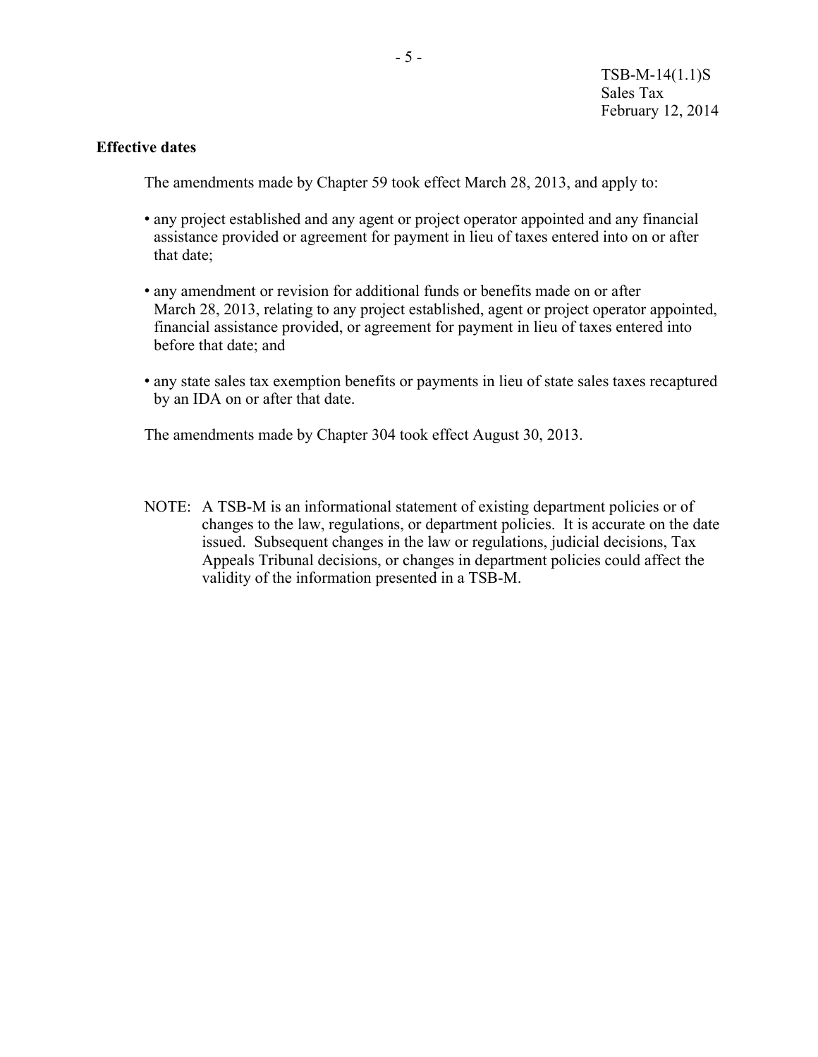**Effective dates**

The amendments made by Chapter 59 took effect March 28, 2013, and apply to:

- any project established and any agent or project operator appointed and any financial assistance provided or agreement for payment in lieu of taxes entered into on or after that date;
- any amendment or revision for additional funds or benefits made on or after March 28, 2013, relating to any project established, agent or project operator appointed, financial assistance provided, or agreement for payment in lieu of taxes entered into before that date; and
- any state sales tax exemption benefits or payments in lieu of state sales taxes recaptured by an IDA on or after that date.

The amendments made by Chapter 304 took effect August 30, 2013.

NOTE: A TSB-M is an informational statement of existing department policies or of changes to the law, regulations, or department policies. It is accurate on the date issued. Subsequent changes in the law or regulations, judicial decisions, Tax Appeals Tribunal decisions, or changes in department policies could affect the validity of the information presented in a TSB-M.